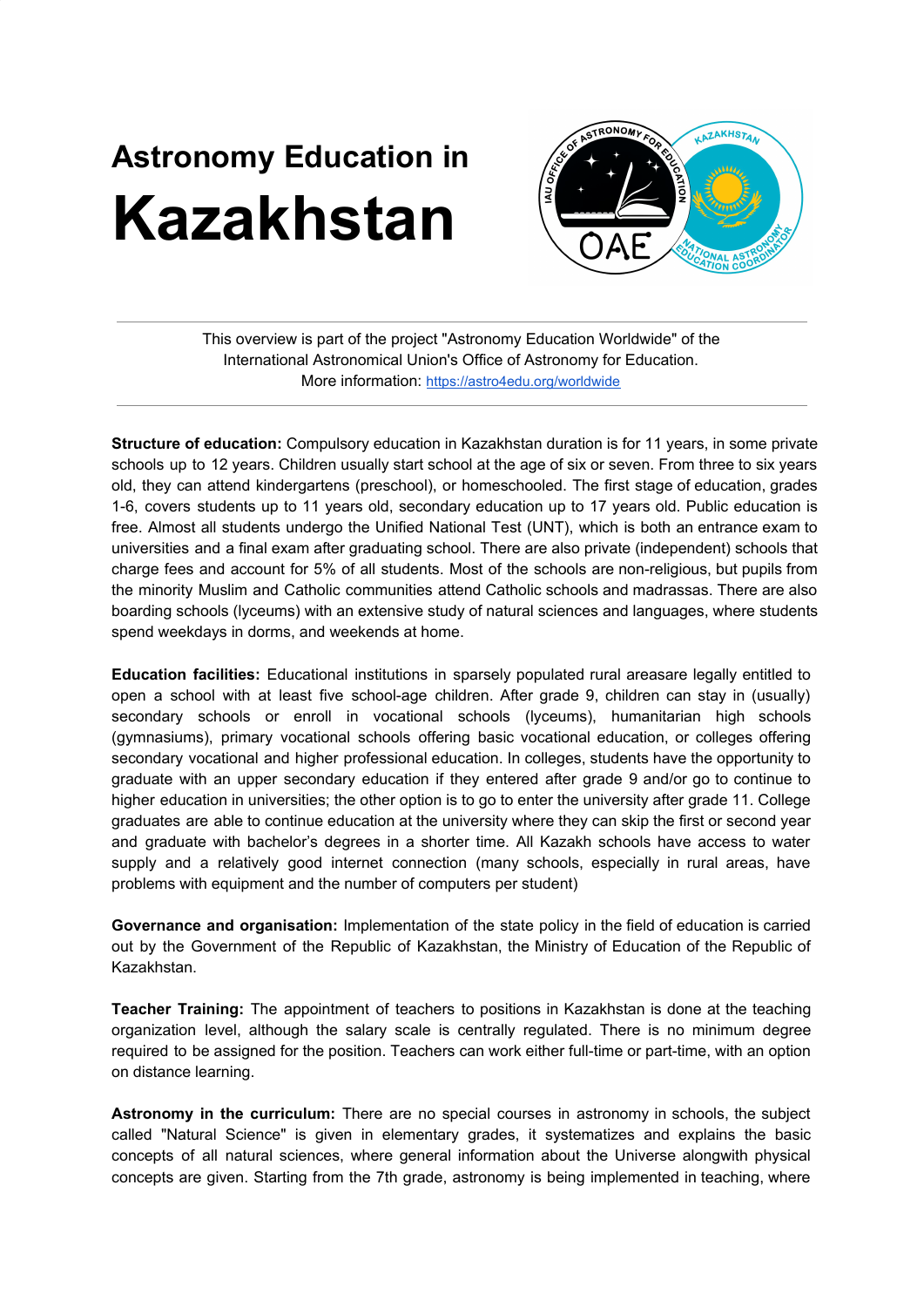# Astronomy Education in Kazakhstan

---

This overview is part of the project "Astronomy Education Worldwide" of the International Astronomical Union's Office of Astronomy for Education.
More information: https://astro4edu.org/worldwide

---

**Structure of education:** Compulsory education in Kazakhstan duration is for 11 years, in some private schools up to 12 years. Children usually start school at the age of six or seven. From three to six years old, they can attend kindergartens (preschool), or homeschooled. The first stage of education, grades 1-6, covers students up to 11 years old, secondary education up to 17 years old. Public education is free. Almost all students undergo the Unified National Test (UNT), which is both an entrance exam to universities and a final exam after graduating school. There are also private (independent) schools that charge fees and account for 5% of all students. Most of the schools are non-religious, but pupils from the minority Muslim and Catholic communities attend Catholic schools and madrassas. There are also boarding schools (lyceums) with an extensive study of natural sciences and languages, where students spend weekdays in dorms, and weekends at home.

**Education facilities:** Educational institutions in sparsely populated rural areasare legally entitled to open a school with at least five school-age children. After grade 9, children can stay in (usually) secondary schools or enroll in vocational schools (lyceums), humanitarian high schools (gymnasiums), primary vocational schools offering basic vocational education, or colleges offering secondary vocational and higher professional education. In colleges, students have the opportunity to graduate with an upper secondary education if they entered after grade 9 and/or go to continue to higher education in universities; the other option is to go to enter the university after grade 11. College graduates are able to continue education at the university where they can skip the first or second year and graduate with bachelor's degrees in a shorter time. All Kazakh schools have access to water supply and a relatively good internet connection (many schools, especially in rural areas, have problems with equipment and the number of computers per student)

**Governance and organisation:** Implementation of the state policy in the field of education is carried out by the Government of the Republic of Kazakhstan, the Ministry of Education of the Republic of Kazakhstan.

**Teacher Training:** The appointment of teachers to positions in Kazakhstan is done at the teaching organization level, although the salary scale is centrally regulated. There is no minimum degree required to be assigned for the position. Teachers can work either full-time or part-time, with an option on distance learning.

**Astronomy in the curriculum:** There are no special courses in astronomy in schools, the subject called "Natural Science" is given in elementary grades, it systematizes and explains the basic concepts of all natural sciences, where general information about the Universe alongwith physical concepts are given. Starting from the 7th grade, astronomy is being implemented in teaching, where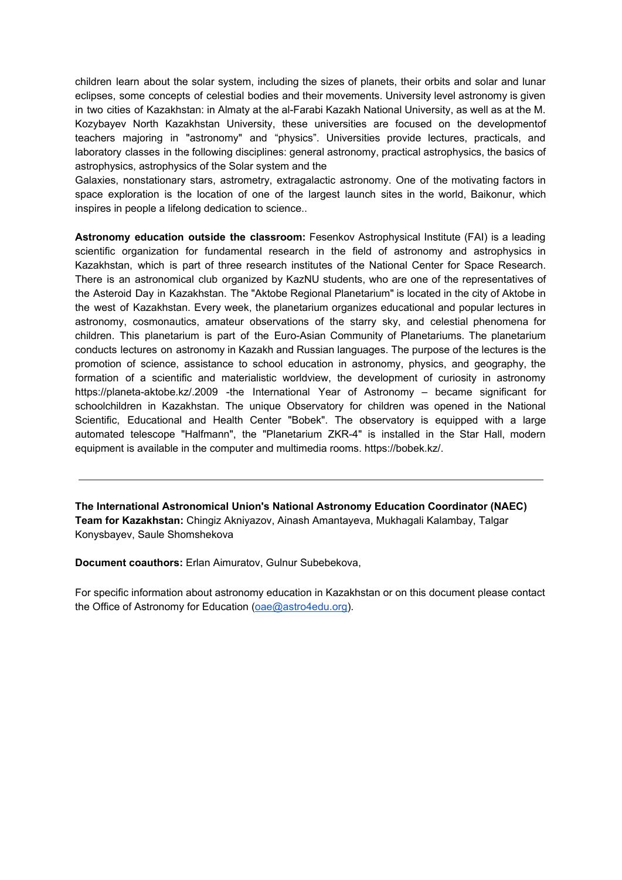children learn about the solar system, including the sizes of planets, their orbits and solar and lunar eclipses, some concepts of celestial bodies and their movements. University level astronomy is given in two cities of Kazakhstan: in Almaty at the al-Farabi Kazakh National University, as well as at the M. Kozybayev North Kazakhstan University, these universities are focused on the developmentof teachers majoring in "astronomy" and “physics”. Universities provide lectures, practicals, and laboratory classes in the following disciplines: general astronomy, practical astrophysics, the basics of astrophysics, astrophysics of the Solar system and the
Galaxies, nonstationary stars, astrometry, extragalactic astronomy. One of the motivating factors in space exploration is the location of one of the largest launch sites in the world, Baikonur, which inspires in people a lifelong dedication to science..

**Astronomy education outside the classroom:** Fesenkov Astrophysical Institute (FAI) is a leading scientific organization for fundamental research in the field of astronomy and astrophysics in Kazakhstan, which is part of three research institutes of the National Center for Space Research. There is an astronomical club organized by KazNU students, who are one of the representatives of the Asteroid Day in Kazakhstan. The "Aktobe Regional Planetarium" is located in the city of Aktobe in the west of Kazakhstan. Every week, the planetarium organizes educational and popular lectures in astronomy, cosmonautics, amateur observations of the starry sky, and celestial phenomena for children. This planetarium is part of the Euro-Asian Community of Planetariums. The planetarium conducts lectures on astronomy in Kazakh and Russian languages. The purpose of the lectures is the promotion of science, assistance to school education in astronomy, physics, and geography, the formation of a scientific and materialistic worldview, the development of curiosity in astronomy https://planeta-aktobe.kz/.2009 -the International Year of Astronomy – became significant for schoolchildren in Kazakhstan. The unique Observatory for children was opened in the National Scientific, Educational and Health Center "Bobek". The observatory is equipped with a large automated telescope "Halfmann", the "Planetarium ZKR-4" is installed in the Star Hall, modern equipment is available in the computer and multimedia rooms. https://bobek.kz/.

---

**The International Astronomical Union's National Astronomy Education Coordinator (NAEC) Team for Kazakhstan:** Chingiz Akniyazov, Ainash Amantayeva, Mukhagali Kalambay, Talgar Konysbayev, Saule Shomshekova

**Document coauthors:** Erlan Aimuratov, Gulnur Subebekova,

For specific information about astronomy education in Kazakhstan or on this document please contact the Office of Astronomy for Education (oae@astro4edu.org).